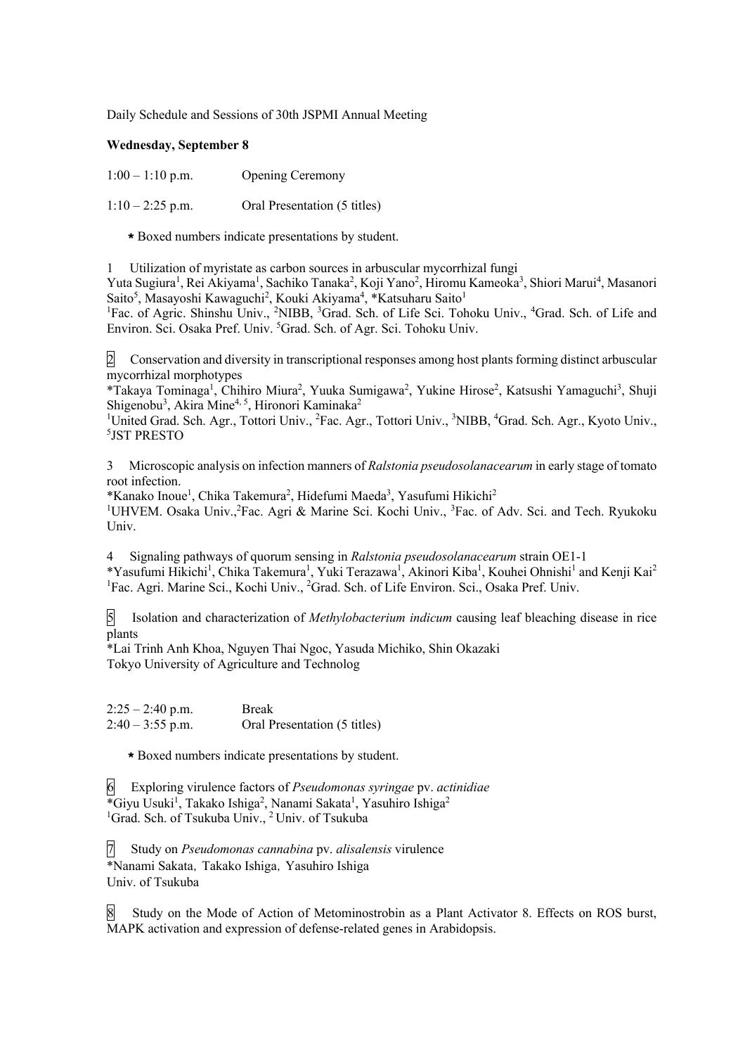Daily Schedule and Sessions of 30th JSPMI Annual Meeting

**Wednesday, September 8**

1:00 – 1:10 p.m. Opening Ceremony

1:10 – 2:25 p.m. Oral Presentation (5 titles)

* Boxed numbers indicate presentations by student.

1 Utilization of myristate as carbon sources in arbuscular mycorrhizal fungi
Yuta Sugiura[1], Rei Akiyama[1], Sachiko Tanaka[2], Koji Yano[2], Hiromu Kameoka[3], Shiori Marui[4], Masanori Saito[5], Masayoshi Kawaguchi[2], Kouki Akiyama[4], *Katsuharu Saito[1]
[1]Fac. of Agric. Shinshu Univ., [2]NIBB, [3]Grad. Sch. of Life Sci. Tohoku Univ., [4]Grad. Sch. of Life and Environ. Sci. Osaka Pref. Univ. [5]Grad. Sch. of Agr. Sci. Tohoku Univ.

2 Conservation and diversity in transcriptional responses among host plants forming distinct arbuscular mycorrhizal morphotypes
*Takaya Tominaga[1], Chihiro Miura[2], Yuuka Sumigawa[2], Yukine Hirose[2], Katsushi Yamaguchi[3], Shuji Shigenobu[3], Akira Mine[4, 5], Hironori Kaminaka[2]
[1]United Grad. Sch. Agr., Tottori Univ., [2]Fac. Agr., Tottori Univ., [3]NIBB, [4]Grad. Sch. Agr., Kyoto Univ., [5]JST PRESTO

3 Microscopic analysis on infection manners of *Ralstonia pseudosolanacearum* in early stage of tomato root infection.
*Kanako Inoue[1], Chika Takemura[2], Hidefumi Maeda[3], Yasufumi Hikichi[2]
[1]UHVEM. Osaka Univ.,[2]Fac. Agri & Marine Sci. Kochi Univ., [3]Fac. of Adv. Sci. and Tech. Ryukoku Univ.

4 Signaling pathways of quorum sensing in *Ralstonia pseudosolanacearum* strain OE1-1
*Yasufumi Hikichi[1], Chika Takemura[1], Yuki Terazawa[1], Akinori Kiba[1], Kouhei Ohnishi[1] and Kenji Kai[2]
[1]Fac. Agri. Marine Sci., Kochi Univ., [2]Grad. Sch. of Life Environ. Sci., Osaka Pref. Univ.

5 Isolation and characterization of *Methylobacterium indicum* causing leaf bleaching disease in rice plants
*Lai Trinh Anh Khoa, Nguyen Thai Ngoc, Yasuda Michiko, Shin Okazaki
Tokyo University of Agriculture and Technolog

2:25 – 2:40 p.m. Break
2:40 – 3:55 p.m. Oral Presentation (5 titles)

* Boxed numbers indicate presentations by student.

6 Exploring virulence factors of *Pseudomonas syringae* pv. *actinidiae*
*Giyu Usuki[1], Takako Ishiga[2], Nanami Sakata[1], Yasuhiro Ishiga[2]
[1]Grad. Sch. of Tsukuba Univ., [2] Univ. of Tsukuba

7 Study on *Pseudomonas cannabina* pv. *alisalensis* virulence
*Nanami Sakata, Takako Ishiga, Yasuhiro Ishiga
Univ. of Tsukuba

8 Study on the Mode of Action of Metominostrobin as a Plant Activator 8. Effects on ROS burst, MAPK activation and expression of defense-related genes in Arabidopsis.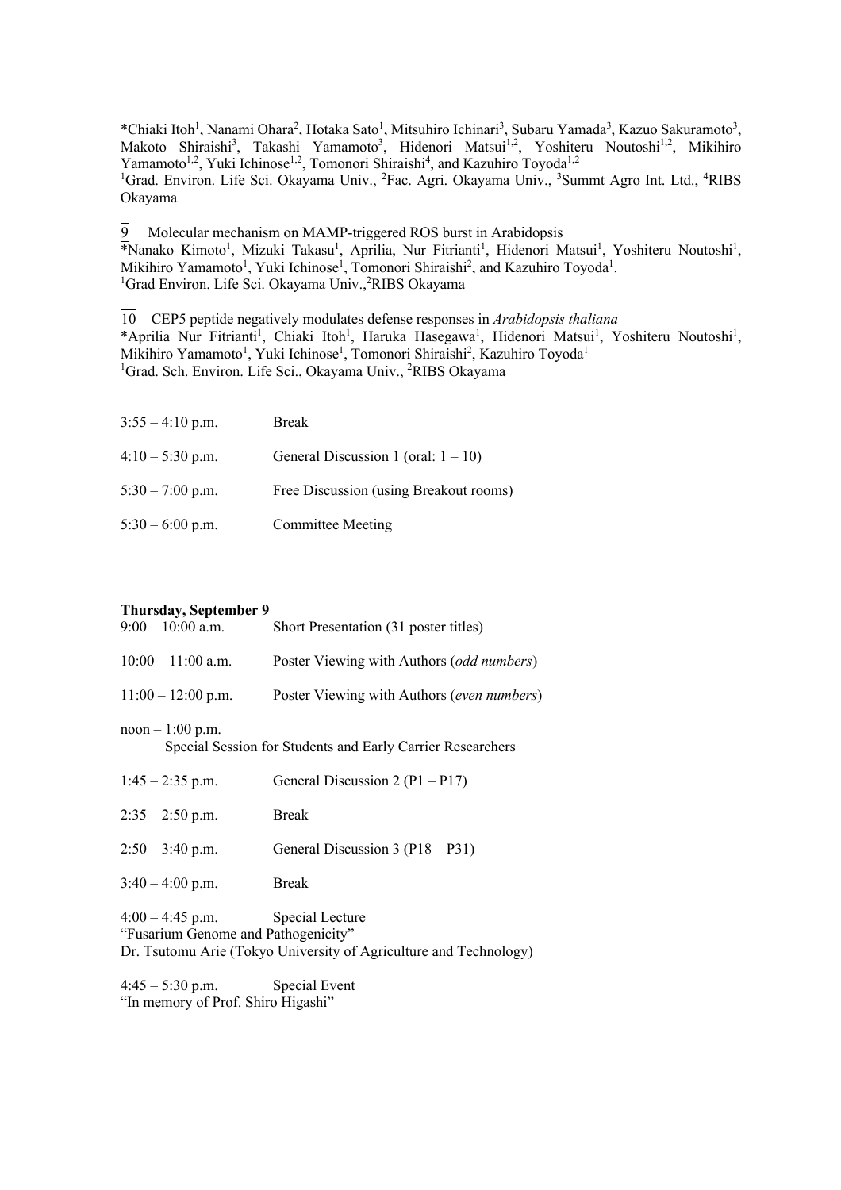*Chiaki Itoh[1], Nanami Ohara[2], Hotaka Sato[1], Mitsuhiro Ichinari[3], Subaru Yamada[3], Kazuo Sakuramoto[3], Makoto Shiraishi[3], Takashi Yamamoto[3], Hidenori Matsui[1,2], Yoshiteru Noutoshi[1,2], Mikihiro Yamamoto[1,2], Yuki Ichinose[1,2], Tomonori Shiraishi[4], and Kazuhiro Toyoda[1,2]
[1]Grad. Environ. Life Sci. Okayama Univ., [2]Fac. Agri. Okayama Univ., [3]Summt Agro Int. Ltd., [4]RIBS Okayama

9 Molecular mechanism on MAMP-triggered ROS burst in Arabidopsis
*Nanako Kimoto[1], Mizuki Takasu[1], Aprilia, Nur Fitrianti[1], Hidenori Matsui[1], Yoshiteru Noutoshi[1], Mikihiro Yamamoto[1], Yuki Ichinose[1], Tomonori Shiraishi[2], and Kazuhiro Toyoda[1].
[1]Grad Environ. Life Sci. Okayama Univ.,[2]RIBS Okayama

10 CEP5 peptide negatively modulates defense responses in *Arabidopsis thaliana*
*Aprilia Nur Fitrianti[1], Chiaki Itoh[1], Haruka Hasegawa[1], Hidenori Matsui[1], Yoshiteru Noutoshi[1], Mikihiro Yamamoto[1], Yuki Ichinose[1], Tomonori Shiraishi[2], Kazuhiro Toyoda[1]
[1]Grad. Sch. Environ. Life Sci., Okayama Univ., [2]RIBS Okayama

3:55 – 4:10 p.m. Break

4:10 – 5:30 p.m. General Discussion 1 (oral: 1 – 10)

5:30 – 7:00 p.m. Free Discussion (using Breakout rooms)

5:30 – 6:00 p.m. Committee Meeting

**Thursday, September 9**

9:00 – 10:00 a.m. Short Presentation (31 poster titles)

10:00 – 11:00 a.m. Poster Viewing with Authors (*odd numbers*)

11:00 – 12:00 p.m. Poster Viewing with Authors (*even numbers*)

noon – 1:00 p.m.
Special Session for Students and Early Carrier Researchers

1:45 – 2:35 p.m. General Discussion 2 (P1 – P17)

2:35 – 2:50 p.m. Break

2:50 – 3:40 p.m. General Discussion 3 (P18 – P31)

3:40 – 4:00 p.m. Break

4:00 – 4:45 p.m. Special Lecture
"Fusarium Genome and Pathogenicity"
Dr. Tsutomu Arie (Tokyo University of Agriculture and Technology)

4:45 – 5:30 p.m. Special Event
"In memory of Prof. Shiro Higashi"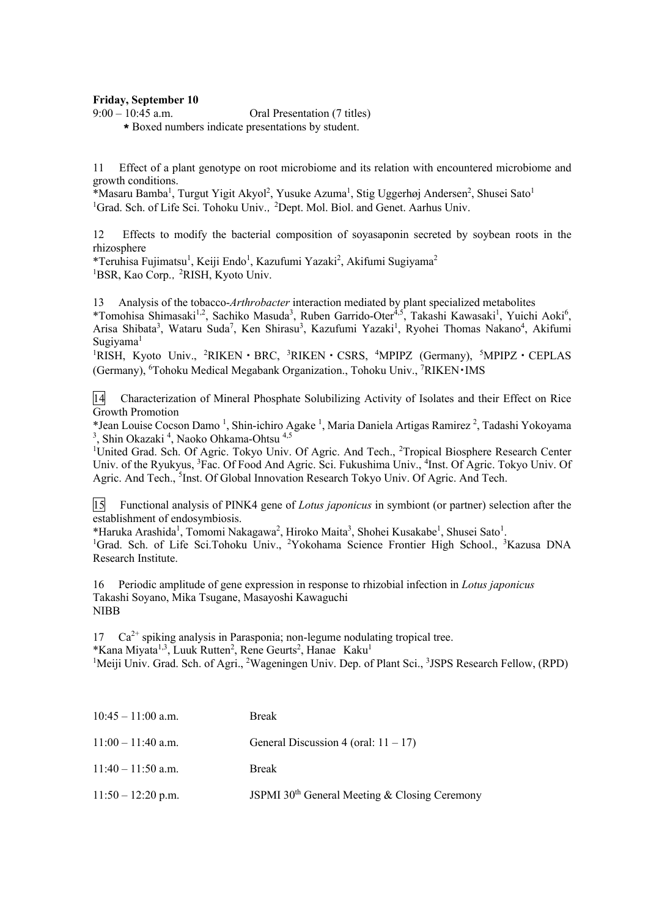**Friday, September 10**

9:00 – 10:45 a.m. Oral Presentation (7 titles)

⋆ Boxed numbers indicate presentations by student.

11 Effect of a plant genotype on root microbiome and its relation with encountered microbiome and growth conditions.

*Masaru Bamba[1], Turgut Yigit Akyol[2], Yusuke Azuma[1], Stig Uggerhøj Andersen[2], Shusei Sato[1]

[1]Grad. Sch. of Life Sci. Tohoku Univ., [2]Dept. Mol. Biol. and Genet. Aarhus Univ.

12 Effects to modify the bacterial composition of soyasaponin secreted by soybean roots in the rhizosphere

*Teruhisa Fujimatsu[1], Keiji Endo[1], Kazufumi Yazaki[2], Akifumi Sugiyama[2]

[1]BSR, Kao Corp., [2]RISH, Kyoto Univ.

13 Analysis of the tobacco-*Arthrobacter* interaction mediated by plant specialized metabolites

*Tomohisa Shimasaki[1,2], Sachiko Masuda[3], Ruben Garrido-Oter[4,5], Takashi Kawasaki[1], Yuichi Aoki[6], Arisa Shibata[3], Wataru Suda[7], Ken Shirasu[3], Kazufumi Yazaki[1], Ryohei Thomas Nakano[4], Akifumi Sugiyama[1]

[1]RISH, Kyoto Univ., [2]RIKEN・BRC, [3]RIKEN・CSRS, [4]MPIPZ (Germany), [5]MPIPZ・CEPLAS (Germany), [6]Tohoku Medical Megabank Organization., Tohoku Univ., [7]RIKEN・IMS

[14] Characterization of Mineral Phosphate Solubilizing Activity of Isolates and their Effect on Rice Growth Promotion

*Jean Louise Cocson Damo [1], Shin-ichiro Agake [1], Maria Daniela Artigas Ramirez [2], Tadashi Yokoyama [3], Shin Okazaki [4], Naoko Ohkama-Ohtsu [4,5]

[1]United Grad. Sch. Of Agric. Tokyo Univ. Of Agric. And Tech., [2]Tropical Biosphere Research Center Univ. of the Ryukyus, [3]Fac. Of Food And Agric. Sci. Fukushima Univ., [4]Inst. Of Agric. Tokyo Univ. Of Agric. And Tech., [5]Inst. Of Global Innovation Research Tokyo Univ. Of Agric. And Tech.

[15] Functional analysis of PINK4 gene of *Lotus japonicus* in symbiont (or partner) selection after the establishment of endosymbiosis.

*Haruka Arashida[1], Tomomi Nakagawa[2], Hiroko Maita[3], Shohei Kusakabe[1], Shusei Sato[1].

[1]Grad. Sch. of Life Sci.Tohoku Univ., [2]Yokohama Science Frontier High School., [3]Kazusa DNA Research Institute.

16 Periodic amplitude of gene expression in response to rhizobial infection in *Lotus japonicus*

Takashi Soyano, Mika Tsugane, Masayoshi Kawaguchi

NIBB

17 $Ca^{2+}$ spiking analysis in Parasponia; non-legume nodulating tropical tree.

*Kana Miyata[1,3], Luuk Rutten[2], Rene Geurts[2], Hanae Kaku[1]

[1]Meiji Univ. Grad. Sch. of Agri., [2]Wageningen Univ. Dep. of Plant Sci., [3]JSPS Research Fellow, (RPD)

| | |
|---|---|
| 10:45 – 11:00 a.m. | Break |
| 11:00 – 11:40 a.m. | General Discussion 4 (oral: 11 – 17) |
| 11:40 – 11:50 a.m. | Break |
| 11:50 – 12:20 p.m. | JSPMI 30th General Meeting & Closing Ceremony |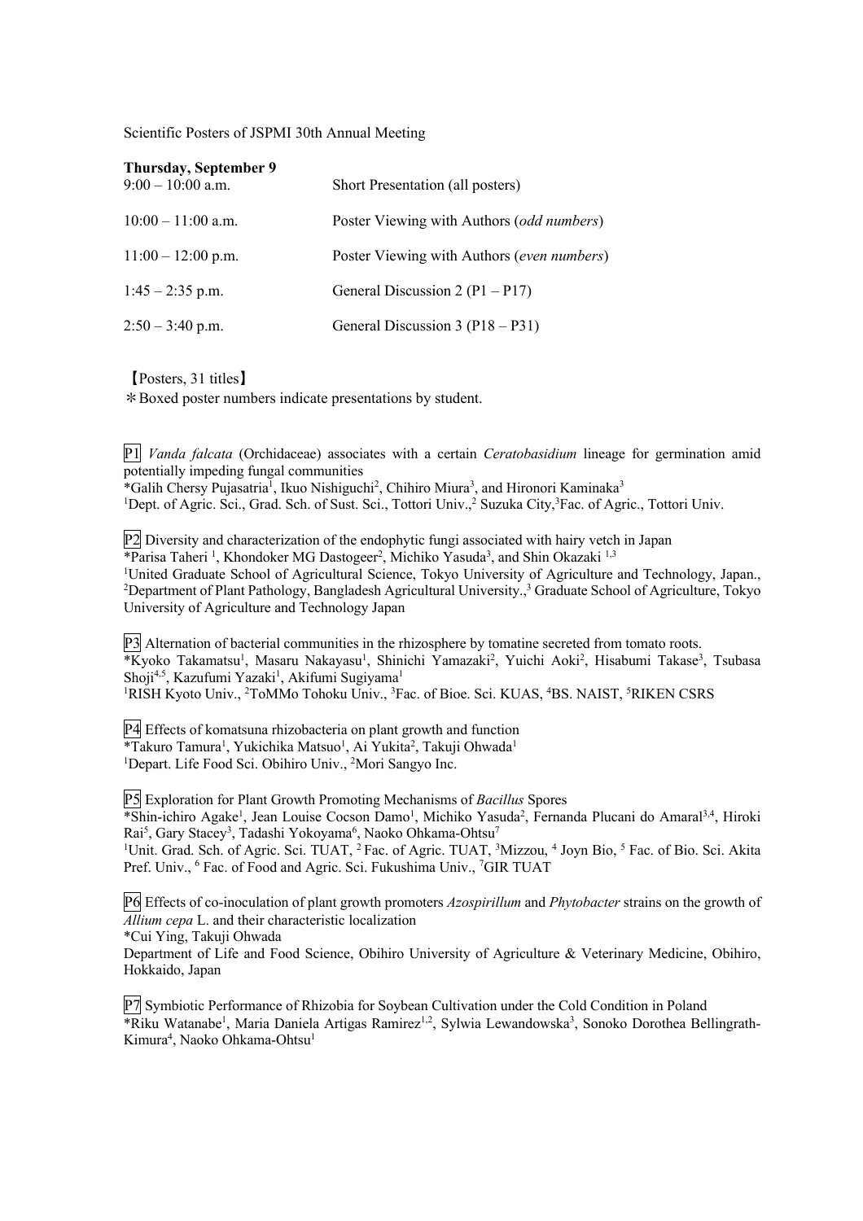Scientific Posters of JSPMI 30th Annual Meeting

**Thursday, September 9**

| | |
|---|---|
| 9:00 – 10:00 a.m. | Short Presentation (all posters) |
| 10:00 – 11:00 a.m. | Poster Viewing with Authors (*odd numbers*) |
| 11:00 – 12:00 p.m. | Poster Viewing with Authors (*even numbers*) |
| 1:45 – 2:35 p.m. | General Discussion 2 (P1 – P17) |
| 2:50 – 3:40 p.m. | General Discussion 3 (P18 – P31) |

【Posters, 31 titles】

＊Boxed poster numbers indicate presentations by student.

P1 *Vanda falcata* (Orchidaceae) associates with a certain *Ceratobasidium* lineage for germination amid potentially impeding fungal communities
*Galih Chersy Pujasatria[1], Ikuo Nishiguchi[2], Chihiro Miura[3], and Hironori Kaminaka[3]
[1]Dept. of Agric. Sci., Grad. Sch. of Sust. Sci., Tottori Univ.,[2] Suzuka City,[3]Fac. of Agric., Tottori Univ.

P2 Diversity and characterization of the endophytic fungi associated with hairy vetch in Japan
*Parisa Taheri [1], Khondoker MG Dastogeer[2], Michiko Yasuda[3], and Shin Okazaki [1,3]
[1]United Graduate School of Agricultural Science, Tokyo University of Agriculture and Technology, Japan., [2]Department of Plant Pathology, Bangladesh Agricultural University.,[3] Graduate School of Agriculture, Tokyo University of Agriculture and Technology Japan

P3 Alternation of bacterial communities in the rhizosphere by tomatine secreted from tomato roots.
*Kyoko Takamatsu[1], Masaru Nakayasu[1], Shinichi Yamazaki[2], Yuichi Aoki[2], Hisabumi Takase[3], Tsubasa Shoji[4,5], Kazufumi Yazaki[1], Akifumi Sugiyama[1]
[1]RISH Kyoto Univ., [2]ToMMo Tohoku Univ., [3]Fac. of Bioe. Sci. KUAS, [4]BS. NAIST, [5]RIKEN CSRS

P4 Effects of komatsuna rhizobacteria on plant growth and function
*Takuro Tamura[1], Yukichika Matsuo[1], Ai Yukita[2], Takuji Ohwada[1]
[1]Depart. Life Food Sci. Obihiro Univ., [2]Mori Sangyo Inc.

P5 Exploration for Plant Growth Promoting Mechanisms of *Bacillus* Spores
*Shin-ichiro Agake[1], Jean Louise Cocson Damo[1], Michiko Yasuda[2], Fernanda Plucani do Amaral[3,4], Hiroki Rai[5], Gary Stacey[3], Tadashi Yokoyama[6], Naoko Ohkama-Ohtsu[7]
[1]Unit. Grad. Sch. of Agric. Sci. TUAT, [2] Fac. of Agric. TUAT, [3]Mizzou, [4] Joyn Bio, [5] Fac. of Bio. Sci. Akita Pref. Univ., [6] Fac. of Food and Agric. Sci. Fukushima Univ., [7]GIR TUAT

P6 Effects of co-inoculation of plant growth promoters *Azospirillum* and *Phytobacter* strains on the growth of *Allium cepa* L. and their characteristic localization
*Cui Ying, Takuji Ohwada
Department of Life and Food Science, Obihiro University of Agriculture & Veterinary Medicine, Obihiro, Hokkaido, Japan

P7 Symbiotic Performance of Rhizobia for Soybean Cultivation under the Cold Condition in Poland
*Riku Watanabe[1], Maria Daniela Artigas Ramirez[1,2], Sylwia Lewandowska[3], Sonoko Dorothea Bellingrath-Kimura[4], Naoko Ohkama-Ohtsu[1]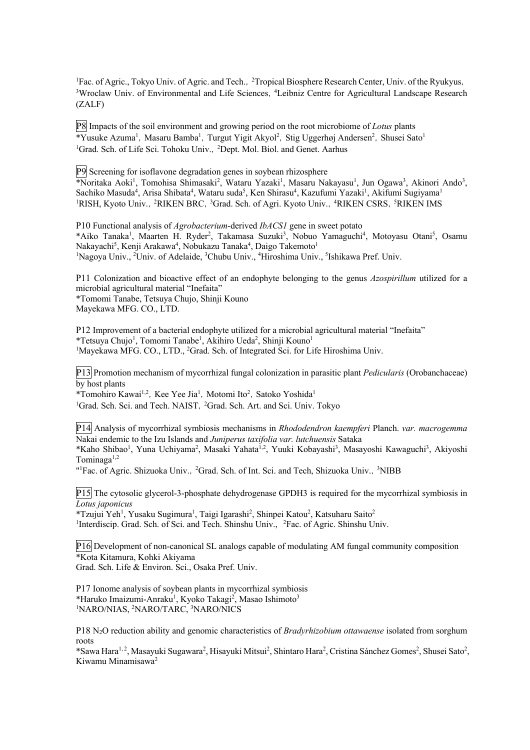[1]Fac. of Agric., Tokyo Univ. of Agric. and Tech., [2]Tropical Biosphere Research Center, Univ. of the Ryukyus, [3]Wroclaw Univ. of Environmental and Life Sciences, [4]Leibniz Centre for Agricultural Landscape Research (ZALF)

P8 Impacts of the soil environment and growing period on the root microbiome of *Lotus* plants
*Yusuke Azuma[1], Masaru Bamba[1], Turgut Yigit Akyol[2], Stig Uggerhøj Andersen[2], Shusei Sato[1]
[1]Grad. Sch. of Life Sci. Tohoku Univ., [2]Dept. Mol. Biol. and Genet. Aarhus

P9 Screening for isoflavone degradation genes in soybean rhizosphere
*Noritaka Aoki[1], Tomohisa Shimasaki[2], Wataru Yazaki[1], Masaru Nakayasu[1], Jun Ogawa[3], Akinori Ando[3], Sachiko Masuda[4], Arisa Shibata[4], Wataru suda[5], Ken Shirasu[4], Kazufumi Yazaki[1], Akifumi Sugiyama[1]
[1]RISH, Kyoto Univ., [2]RIKEN BRC, [3]Grad. Sch. of Agri. Kyoto Univ., [4]RIKEN CSRS, [5]RIKEN IMS

P10 Functional analysis of *Agrobacterium*-derived *IbACS1* gene in sweet potato
*Aiko Tanaka[1], Maarten H. Ryder[2], Takamasa Suzuki[3], Nobuo Yamaguchi[4], Motoyasu Otani[5], Osamu Nakayachi[5], Kenji Arakawa[4], Nobukazu Tanaka[4], Daigo Takemoto[1]
[1]Nagoya Univ., [2]Univ. of Adelaide, [3]Chubu Univ., [4]Hiroshima Univ., [5]Ishikawa Pref. Univ.

P11 Colonization and bioactive effect of an endophyte belonging to the genus *Azospirillum* utilized for a microbial agricultural material "Inefaita"
*Tomomi Tanabe, Tetsuya Chujo, Shinji Kouno
Mayekawa MFG. CO., LTD.

P12 Improvement of a bacterial endophyte utilized for a microbial agricultural material "Inefaita"
*Tetsuya Chujo[1], Tomomi Tanabe[1], Akihiro Ueda[2], Shinji Kouno[1]
[1]Mayekawa MFG. CO., LTD., [2]Grad. Sch. of Integrated Sci. for Life Hiroshima Univ.

P13 Promotion mechanism of mycorrhizal fungal colonization in parasitic plant *Pedicularis* (Orobanchaceae) by host plants
*Tomohiro Kawai[1,2], Kee Yee Jia[1], Motomi Ito[2], Satoko Yoshida[1]
[1]Grad. Sch. Sci. and Tech. NAIST, [2]Grad. Sch. Art. and Sci. Univ. Tokyo

P14 Analysis of mycorrhizal symbiosis mechanisms in *Rhododendron kaempferi* Planch. *var. macrogemma* Nakai endemic to the Izu Islands and *Juniperus taxifolia var. lutchuensis* Sataka
*Kaho Shibao[1], Yuna Uchiyama[2], Masaki Yahata[1,2], Yuuki Kobayashi[3], Masayoshi Kawaguchi[3], Akiyoshi Tominaga[1,2]
"[1]Fac. of Agric. Shizuoka Univ., [2]Grad. Sch. of Int. Sci. and Tech, Shizuoka Univ., [3]NIBB

P15 The cytosolic glycerol-3-phosphate dehydrogenase GPDH3 is required for the mycorrhizal symbiosis in *Lotus japonicus*
*Tzujui Yeh[1], Yusaku Sugimura[1], Taigi Igarashi[2], Shinpei Katou[2], Katsuharu Saito[2]
[1]Interdiscip. Grad. Sch. of Sci. and Tech. Shinshu Univ., [2]Fac. of Agric. Shinshu Univ.

P16 Development of non-canonical SL analogs capable of modulating AM fungal community composition
*Kota Kitamura, Kohki Akiyama
Grad. Sch. Life & Environ. Sci., Osaka Pref. Univ.

P17 Ionome analysis of soybean plants in mycorrhizal symbiosis
*Haruko Imaizumi-Anraku[1], Kyoko Takagi[2], Masao Ishimoto[3]
[1]NARO/NIAS, [2]NARO/TARC, [3]NARO/NICS

P18 $N_2O$ reduction ability and genomic characteristics of *Bradyrhizobium ottawaense* isolated from sorghum roots
*Sawa Hara[1, 2], Masayuki Sugawara[2], Hisayuki Mitsui[2], Shintaro Hara[2], Cristina Sánchez Gomes[2], Shusei Sato[2], Kiwamu Minamisawa[2]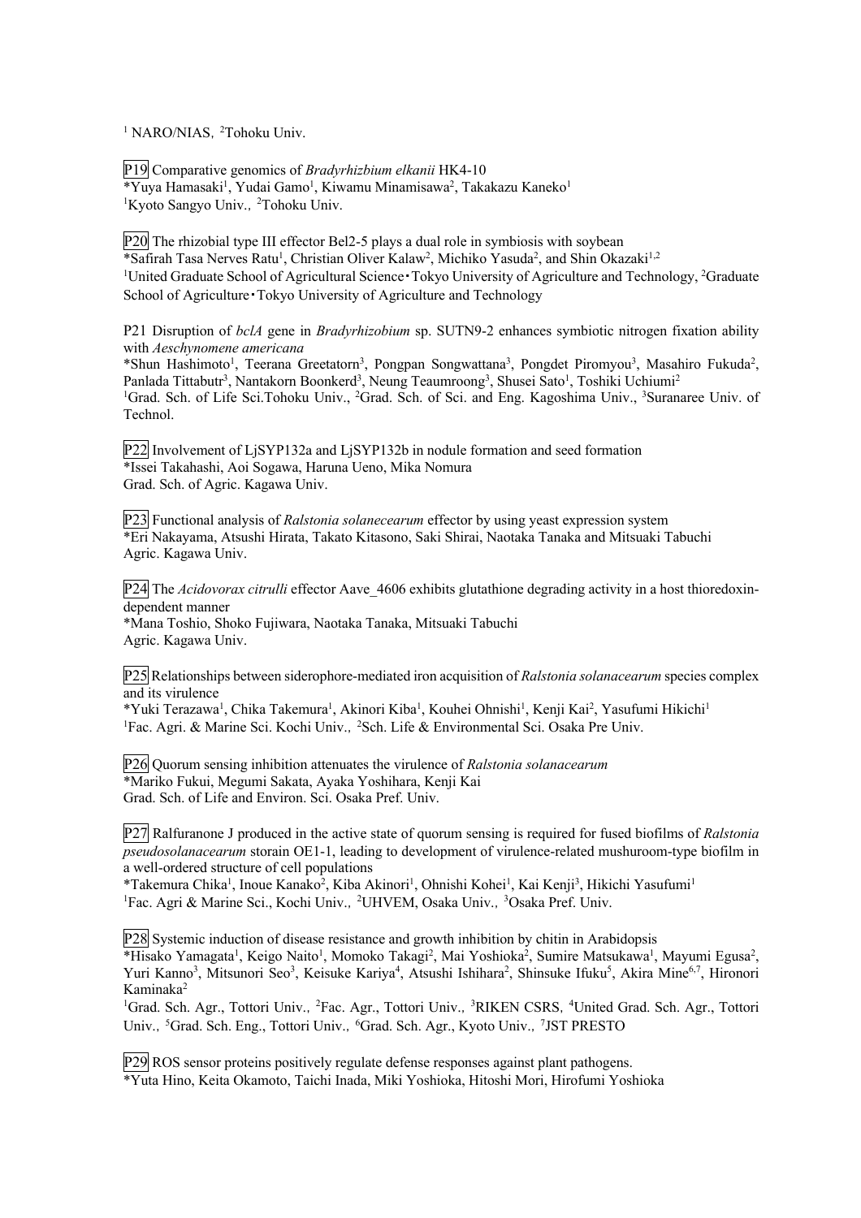[1] NARO/NIAS, [2]Tohoku Univ.

P19 Comparative genomics of *Bradyrhizbium elkanii* HK4-10
*Yuya Hamasaki[1], Yudai Gamo[1], Kiwamu Minamisawa[2], Takakazu Kaneko[1]
[1]Kyoto Sangyo Univ., [2]Tohoku Univ.

P20 The rhizobial type III effector Bel2-5 plays a dual role in symbiosis with soybean
*Safirah Tasa Nerves Ratu[1], Christian Oliver Kalaw[2], Michiko Yasuda[2], and Shin Okazaki[1,2]
[1]United Graduate School of Agricultural Science･Tokyo University of Agriculture and Technology, [2]Graduate School of Agriculture･Tokyo University of Agriculture and Technology

P21 Disruption of *bclA* gene in *Bradyrhizobium* sp. SUTN9-2 enhances symbiotic nitrogen fixation ability with *Aeschynomene americana*
*Shun Hashimoto[1], Teerana Greetatorn[3], Pongpan Songwattana[3], Pongdet Piromyou[3], Masahiro Fukuda[2], Panlada Tittabutr[3], Nantakorn Boonkerd[3], Neung Teaumroong[3], Shusei Sato[1], Toshiki Uchiumi[2]
[1]Grad. Sch. of Life Sci.Tohoku Univ., [2]Grad. Sch. of Sci. and Eng. Kagoshima Univ., [3]Suranaree Univ. of Technol.

P22 Involvement of LjSYP132a and LjSYP132b in nodule formation and seed formation
*Issei Takahashi, Aoi Sogawa, Haruna Ueno, Mika Nomura
Grad. Sch. of Agric. Kagawa Univ.

P23 Functional analysis of *Ralstonia solanecearum* effector by using yeast expression system
*Eri Nakayama, Atsushi Hirata, Takato Kitasono, Saki Shirai, Naotaka Tanaka and Mitsuaki Tabuchi
Agric. Kagawa Univ.

P24 The *Acidovorax citrulli* effector Aave_4606 exhibits glutathione degrading activity in a host thioredoxin-dependent manner
*Mana Toshio, Shoko Fujiwara, Naotaka Tanaka, Mitsuaki Tabuchi
Agric. Kagawa Univ.

P25 Relationships between siderophore-mediated iron acquisition of *Ralstonia solanacearum* species complex and its virulence
*Yuki Terazawa[1], Chika Takemura[1], Akinori Kiba[1], Kouhei Ohnishi[1], Kenji Kai[2], Yasufumi Hikichi[1]
[1]Fac. Agri. & Marine Sci. Kochi Univ., [2]Sch. Life & Environmental Sci. Osaka Pre Univ.

P26 Quorum sensing inhibition attenuates the virulence of *Ralstonia solanacearum*
*Mariko Fukui, Megumi Sakata, Ayaka Yoshihara, Kenji Kai
Grad. Sch. of Life and Environ. Sci. Osaka Pref. Univ.

P27 Ralfuranone J produced in the active state of quorum sensing is required for fused biofilms of *Ralstonia pseudosolanacearum* storain OE1-1, leading to development of virulence-related mushuroom-type biofilm in a well-ordered structure of cell populations
*Takemura Chika[1], Inoue Kanako[2], Kiba Akinori[1], Ohnishi Kohei[1], Kai Kenji[3], Hikichi Yasufumi[1]
[1]Fac. Agri & Marine Sci., Kochi Univ., [2]UHVEM, Osaka Univ., [3]Osaka Pref. Univ.

P28 Systemic induction of disease resistance and growth inhibition by chitin in Arabidopsis
*Hisako Yamagata[1], Keigo Naito[1], Momoko Takagi[2], Mai Yoshioka[2], Sumire Matsukawa[1], Mayumi Egusa[2], Yuri Kanno[3], Mitsunori Seo[3], Keisuke Kariya[4], Atsushi Ishihara[2], Shinsuke Ifuku[5], Akira Mine[6,7], Hironori Kaminaka[2]
[1]Grad. Sch. Agr., Tottori Univ., [2]Fac. Agr., Tottori Univ., [3]RIKEN CSRS, [4]United Grad. Sch. Agr., Tottori Univ., [5]Grad. Sch. Eng., Tottori Univ., [6]Grad. Sch. Agr., Kyoto Univ., [7]JST PRESTO

P29 ROS sensor proteins positively regulate defense responses against plant pathogens.
*Yuta Hino, Keita Okamoto, Taichi Inada, Miki Yoshioka, Hitoshi Mori, Hirofumi Yoshioka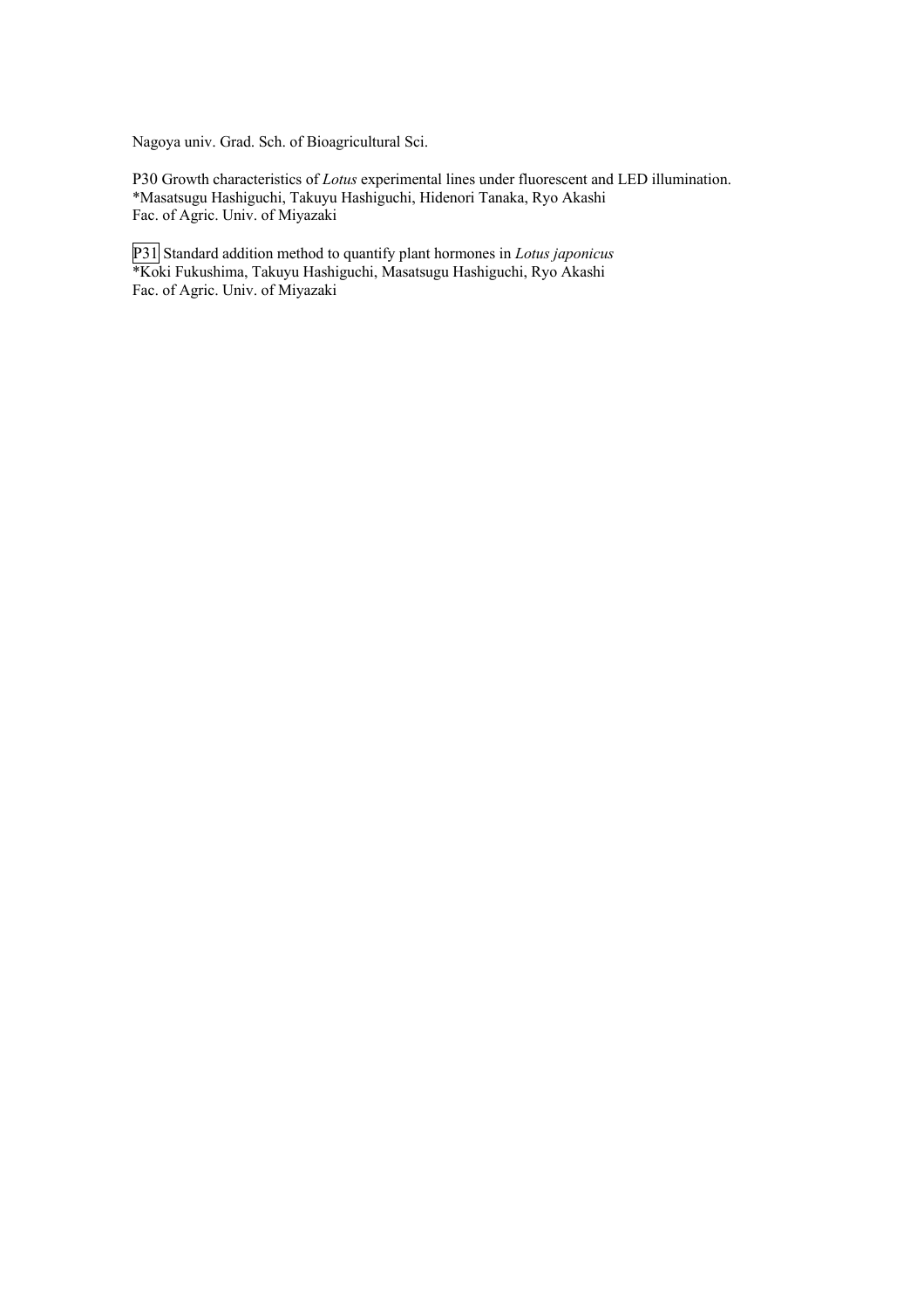Nagoya univ. Grad. Sch. of Bioagricultural Sci.

P30 Growth characteristics of *Lotus* experimental lines under fluorescent and LED illumination.
*Masatsugu Hashiguchi, Takuyu Hashiguchi, Hidenori Tanaka, Ryo Akashi
Fac. of Agric. Univ. of Miyazaki

P31 Standard addition method to quantify plant hormones in *Lotus japonicus*
*Koki Fukushima, Takuyu Hashiguchi, Masatsugu Hashiguchi, Ryo Akashi
Fac. of Agric. Univ. of Miyazaki